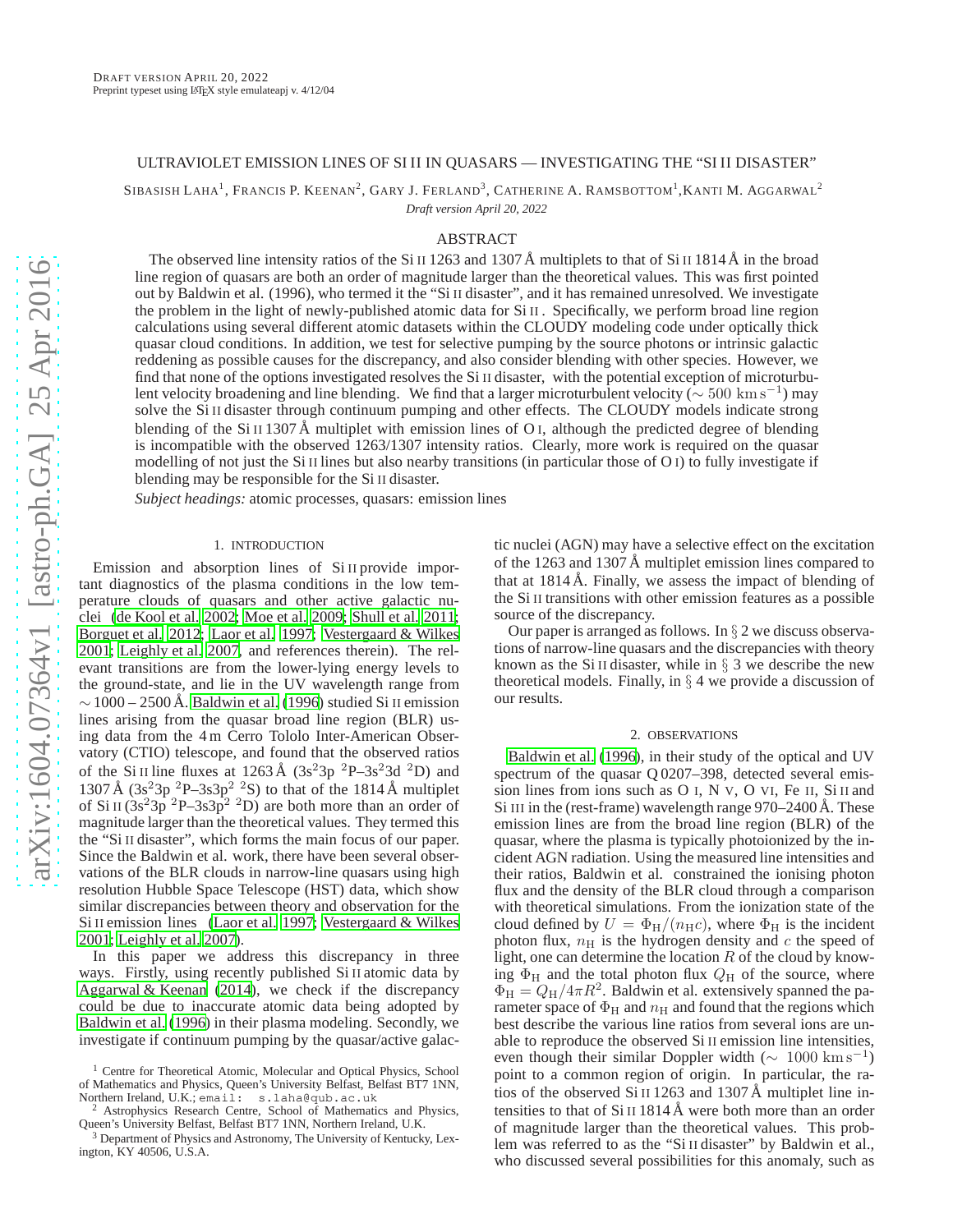Draft version April 20, 2022
Preprint typeset using LaTeX style emulateapj v. 4/12/04

# ULTRAVIOLET EMISSION LINES OF Si II IN QUASARS — INVESTIGATING THE "Si II DISASTER"

Sibasish Laha[1], Francis P. Keenan[2], Gary J. Ferland[3], Catherine A. Ramsbottom[1], Kanti M. Aggarwal[2]

*Draft version April 20, 2022*

## ABSTRACT

The observed line intensity ratios of the Si II 1263 and 1307 Å multiplets to that of Si II 1814 Å in the broad line region of quasars are both an order of magnitude larger than the theoretical values. This was first pointed out by Baldwin et al. (1996), who termed it the "Si II disaster", and it has remained unresolved. We investigate the problem in the light of newly-published atomic data for Si II . Specifically, we perform broad line region calculations using several different atomic datasets within the CLOUDY modeling code under optically thick quasar cloud conditions. In addition, we test for selective pumping by the source photons or intrinsic galactic reddening as possible causes for the discrepancy, and also consider blending with other species. However, we find that none of the options investigated resolves the Si II disaster, with the potential exception of microturbulent velocity broadening and line blending. We find that a larger microturbulent velocity ($\sim 500\ \mathrm{km\,s^{-1}}$) may solve the Si II disaster through continuum pumping and other effects. The CLOUDY models indicate strong blending of the Si II 1307 Å multiplet with emission lines of O I, although the predicted degree of blending is incompatible with the observed 1263/1307 intensity ratios. Clearly, more work is required on the quasar modelling of not just the Si II lines but also nearby transitions (in particular those of O I) to fully investigate if blending may be responsible for the Si II disaster.

*Subject headings:* atomic processes, quasars: emission lines

## 1. INTRODUCTION

Emission and absorption lines of Si II provide important diagnostics of the plasma conditions in the low temperature clouds of quasars and other active galactic nuclei (de Kool et al. 2002; Moe et al. 2009; Shull et al. 2011; Borguet et al. 2012; Laor et al. 1997; Vestergaard & Wilkes 2001; Leighly et al. 2007, and references therein). The relevant transitions are from the lower-lying energy levels to the ground-state, and lie in the UV wavelength range from $\sim 1000 - 2500$ Å. Baldwin et al. (1996) studied Si II emission lines arising from the quasar broad line region (BLR) using data from the 4 m Cerro Tololo Inter-American Observatory (CTIO) telescope, and found that the observed ratios of the Si II line fluxes at 1263 Å ($3s^23p\ ^2P$–$3s^23d\ ^2D$) and 1307 Å ($3s^23p\ ^2P$–$3s3p^2\ ^2S$) to that of the 1814 Å multiplet of Si II ($3s^23p\ ^2P$–$3s3p^2\ ^2D$) are both more than an order of magnitude larger than the theoretical values. They termed this the "Si II disaster", which forms the main focus of our paper. Since the Baldwin et al. work, there have been several observations of the BLR clouds in narrow-line quasars using high resolution Hubble Space Telescope (HST) data, which show similar discrepancies between theory and observation for the Si II emission lines (Laor et al. 1997; Vestergaard & Wilkes 2001; Leighly et al. 2007).

In this paper we address this discrepancy in three ways. Firstly, using recently published Si II atomic data by Aggarwal & Keenan (2014), we check if the discrepancy could be due to inaccurate atomic data being adopted by Baldwin et al. (1996) in their plasma modeling. Secondly, we investigate if continuum pumping by the quasar/active galactic nuclei (AGN) may have a selective effect on the excitation of the 1263 and 1307 Å multiplet emission lines compared to that at 1814 Å. Finally, we assess the impact of blending of the Si II transitions with other emission features as a possible source of the discrepancy.

Our paper is arranged as follows. In § 2 we discuss observations of narrow-line quasars and the discrepancies with theory known as the Si II disaster, while in § 3 we describe the new theoretical models. Finally, in § 4 we provide a discussion of our results.

## 2. OBSERVATIONS

Baldwin et al. (1996), in their study of the optical and UV spectrum of the quasar Q 0207–398, detected several emission lines from ions such as O I, N V, O VI, Fe II, Si II and Si III in the (rest-frame) wavelength range 970–2400 Å. These emission lines are from the broad line region (BLR) of the quasar, where the plasma is typically photoionized by the incident AGN radiation. Using the measured line intensities and their ratios, Baldwin et al. constrained the ionising photon flux and the density of the BLR cloud through a comparison with theoretical simulations. From the ionization state of the cloud defined by $U = \Phi_{\mathrm{H}}/(n_{\mathrm{H}}c)$, where $\Phi_{\mathrm{H}}$ is the incident photon flux, $n_{\mathrm{H}}$ is the hydrogen density and $c$ the speed of light, one can determine the location $R$ of the cloud by knowing $\Phi_{\mathrm{H}}$ and the total photon flux $Q_{\mathrm{H}}$ of the source, where $\Phi_{\mathrm{H}} = Q_{\mathrm{H}}/4\pi R^2$. Baldwin et al. extensively spanned the parameter space of $\Phi_{\mathrm{H}}$ and $n_{\mathrm{H}}$ and found that the regions which best describe the various line ratios from several ions are unable to reproduce the observed Si II emission line intensities, even though their similar Doppler width ($\sim 1000\ \mathrm{km\,s^{-1}}$) point to a common region of origin. In particular, the ratios of the observed Si II 1263 and 1307 Å multiplet line intensities to that of Si II 1814 Å were both more than an order of magnitude larger than the theoretical values. This problem was referred to as the "Si II disaster" by Baldwin et al., who discussed several possibilities for this anomaly, such as

[1] Centre for Theoretical Atomic, Molecular and Optical Physics, School of Mathematics and Physics, Queen's University Belfast, Belfast BT7 1NN, Northern Ireland, U.K.; email: s.laha@qub.ac.uk

[2] Astrophysics Research Centre, School of Mathematics and Physics, Queen's University Belfast, Belfast BT7 1NN, Northern Ireland, U.K.

[3] Department of Physics and Astronomy, The University of Kentucky, Lexington, KY 40506, U.S.A.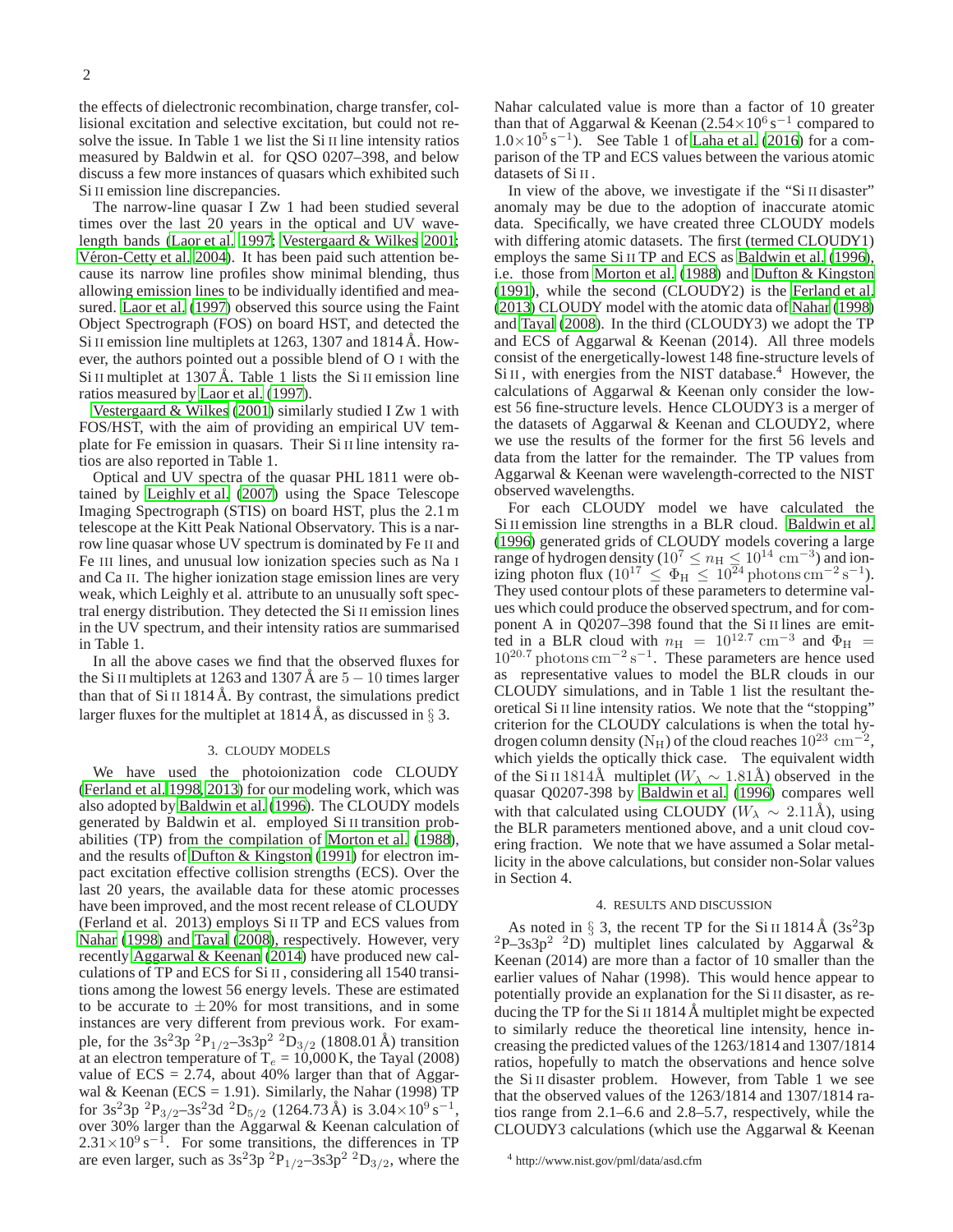the effects of dielectronic recombination, charge transfer, collisional excitation and selective excitation, but could not resolve the issue. In Table 1 we list the Si II line intensity ratios measured by Baldwin et al. for QSO 0207–398, and below discuss a few more instances of quasars which exhibited such Si II emission line discrepancies.

The narrow-line quasar I Zw 1 had been studied several times over the last 20 years in the optical and UV wavelength bands (Laor et al. 1997; Vestergaard & Wilkes 2001; Véron-Cetty et al. 2004). It has been paid such attention because its narrow line profiles show minimal blending, thus allowing emission lines to be individually identified and measured. Laor et al. (1997) observed this source using the Faint Object Spectrograph (FOS) on board HST, and detected the Si II emission line multiplets at 1263, 1307 and 1814 Å. However, the authors pointed out a possible blend of O I with the Si II multiplet at 1307 Å. Table 1 lists the Si II emission line ratios measured by Laor et al. (1997).

Vestergaard & Wilkes (2001) similarly studied I Zw 1 with FOS/HST, with the aim of providing an empirical UV template for Fe emission in quasars. Their Si II line intensity ratios are also reported in Table 1.

Optical and UV spectra of the quasar PHL 1811 were obtained by Leighly et al. (2007) using the Space Telescope Imaging Spectrograph (STIS) on board HST, plus the 2.1 m telescope at the Kitt Peak National Observatory. This is a narrow line quasar whose UV spectrum is dominated by Fe II and Fe III lines, and unusual low ionization species such as Na I and Ca II. The higher ionization stage emission lines are very weak, which Leighly et al. attribute to an unusually soft spectral energy distribution. They detected the Si II emission lines in the UV spectrum, and their intensity ratios are summarised in Table 1.

In all the above cases we find that the observed fluxes for the Si II multiplets at 1263 and 1307 Å are $5 - 10$ times larger than that of Si II 1814 Å. By contrast, the simulations predict larger fluxes for the multiplet at 1814 Å, as discussed in § 3.

## 3. CLOUDY MODELS

We have used the photoionization code CLOUDY (Ferland et al. 1998, 2013) for our modeling work, which was also adopted by Baldwin et al. (1996). The CLOUDY models generated by Baldwin et al. employed Si II transition probabilities (TP) from the compilation of Morton et al. (1988), and the results of Dufton & Kingston (1991) for electron impact excitation effective collision strengths (ECS). Over the last 20 years, the available data for these atomic processes have been improved, and the most recent release of CLOUDY (Ferland et al. 2013) employs Si II TP and ECS values from Nahar (1998) and Tayal (2008), respectively. However, very recently Aggarwal & Keenan (2014) have produced new calculations of TP and ECS for Si II , considering all 1540 transitions among the lowest 56 energy levels. These are estimated to be accurate to $\pm 20$% for most transitions, and in some instances are very different from previous work. For example, for the $3s^2 3p\ ^2P_{1/2}$–$3s3p^2\ ^2D_{3/2}$ (1808.01 Å) transition at an electron temperature of $T_e = 10{,}000$ K, the Tayal (2008) value of ECS = 2.74, about 40% larger than that of Aggarwal & Keenan (ECS = 1.91). Similarly, the Nahar (1998) TP for $3s^2 3p\ ^2P_{3/2}$–$3s^2 3d\ ^2D_{5/2}$ (1264.73 Å) is $3.04 \times 10^9\ \mathrm{s}^{-1}$, over 30% larger than the Aggarwal & Keenan calculation of $2.31 \times 10^9\ \mathrm{s}^{-1}$. For some transitions, the differences in TP are even larger, such as $3s^2 3p\ ^2P_{1/2}$–$3s3p^2\ ^2D_{3/2}$, where the Nahar calculated value is more than a factor of 10 greater than that of Aggarwal & Keenan ($2.54 \times 10^6\ \mathrm{s}^{-1}$ compared to $1.0 \times 10^5\ \mathrm{s}^{-1}$). See Table 1 of Laha et al. (2016) for a comparison of the TP and ECS values between the various atomic datasets of Si II .

In view of the above, we investigate if the "Si II disaster" anomaly may be due to the adoption of inaccurate atomic data. Specifically, we have created three CLOUDY models with differing atomic datasets. The first (termed CLOUDY1) employs the same Si II TP and ECS as Baldwin et al. (1996), i.e. those from Morton et al. (1988) and Dufton & Kingston (1991), while the second (CLOUDY2) is the Ferland et al. (2013) CLOUDY model with the atomic data of Nahar (1998) and Tayal (2008). In the third (CLOUDY3) we adopt the TP and ECS of Aggarwal & Keenan (2014). All three models consist of the energetically-lowest 148 fine-structure levels of Si II , with energies from the NIST database.[4] However, the calculations of Aggarwal & Keenan only consider the lowest 56 fine-structure levels. Hence CLOUDY3 is a merger of the datasets of Aggarwal & Keenan and CLOUDY2, where we use the results of the former for the first 56 levels and data from the latter for the remainder. The TP values from Aggarwal & Keenan were wavelength-corrected to the NIST observed wavelengths.

For each CLOUDY model we have calculated the Si II emission line strengths in a BLR cloud. Baldwin et al. (1996) generated grids of CLOUDY models covering a large range of hydrogen density ($10^7 \leq n_{\rm H} \leq 10^{14}\ \mathrm{cm}^{-3}$) and ionizing photon flux ($10^{17} \leq \Phi_{\rm H} \leq 10^{24}\ \mathrm{photons\,cm^{-2}\,s^{-1}}$). They used contour plots of these parameters to determine values which could produce the observed spectrum, and for component A in Q0207–398 found that the Si II lines are emitted in a BLR cloud with $n_{\rm H} = 10^{12.7}\ \mathrm{cm}^{-3}$ and $\Phi_{\rm H} = 10^{20.7}\ \mathrm{photons\,cm^{-2}\,s^{-1}}$. These parameters are hence used as representative values to model the BLR clouds in our CLOUDY simulations, and in Table 1 list the resultant theoretical Si II line intensity ratios. We note that the "stopping" criterion for the CLOUDY calculations is when the total hydrogen column density ($N_{\rm H}$) of the cloud reaches $10^{23}\ \mathrm{cm}^{-2}$, which yields the optically thick case. The equivalent width of the Si II 1814Å multiplet ($W_\lambda \sim 1.81$Å) observed in the quasar Q0207-398 by Baldwin et al. (1996) compares well with that calculated using CLOUDY ($W_\lambda \sim 2.11$Å), using the BLR parameters mentioned above, and a unit cloud covering fraction. We note that we have assumed a Solar metallicity in the above calculations, but consider non-Solar values in Section 4.

## 4. RESULTS AND DISCUSSION

As noted in § 3, the recent TP for the Si II 1814 Å ($3s^2 3p\ ^2P$–$3s3p^2\ ^2D$) multiplet lines calculated by Aggarwal & Keenan (2014) are more than a factor of 10 smaller than the earlier values of Nahar (1998). This would hence appear to potentially provide an explanation for the Si II disaster, as reducing the TP for the Si II 1814 Å multiplet might be expected to similarly reduce the theoretical line intensity, hence increasing the predicted values of the 1263/1814 and 1307/1814 ratios, hopefully to match the observations and hence solve the Si II disaster problem. However, from Table 1 we see that the observed values of the 1263/1814 and 1307/1814 ratios range from 2.1–6.6 and 2.8–5.7, respectively, while the CLOUDY3 calculations (which use the Aggarwal & Keenan

[4] http://www.nist.gov/pml/data/asd.cfm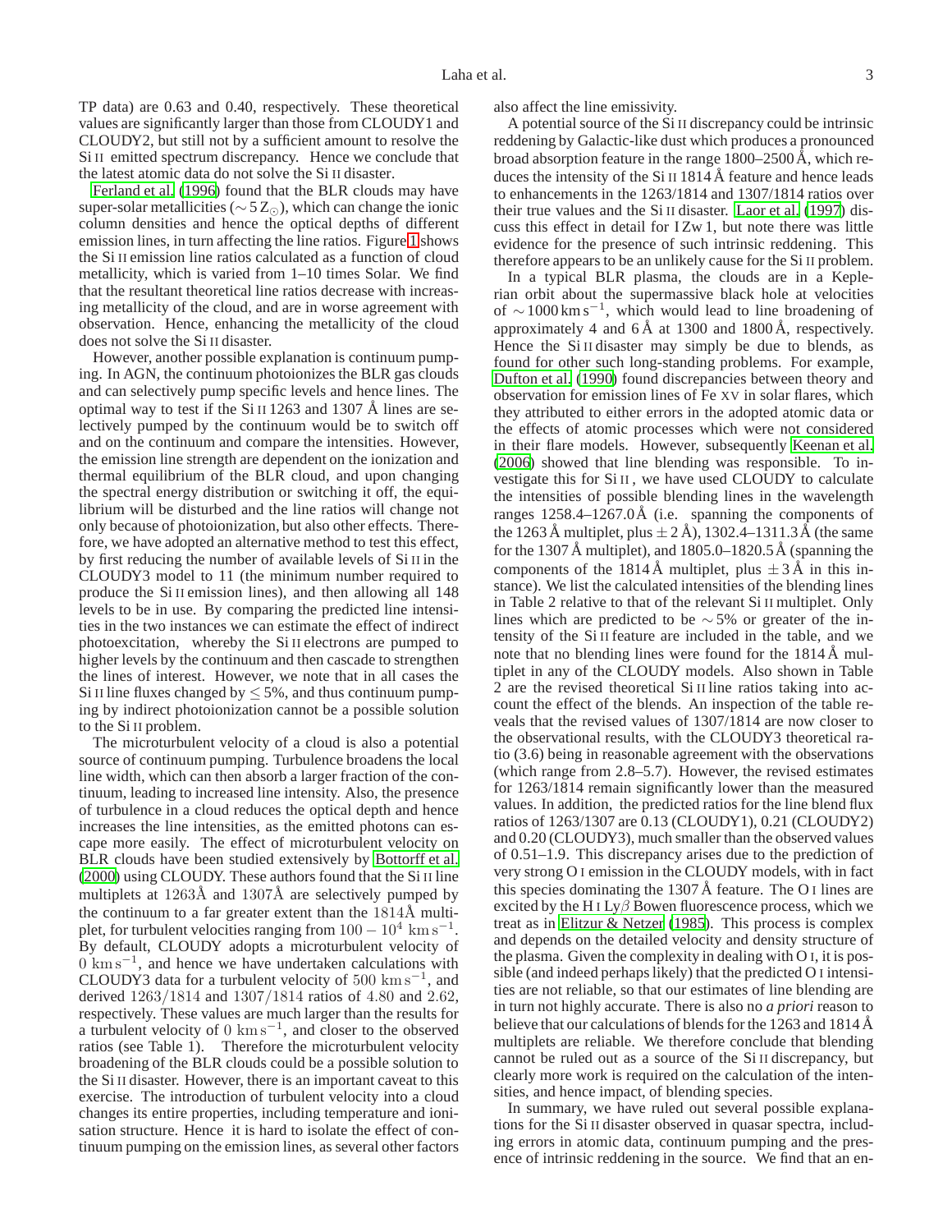TP data) are 0.63 and 0.40, respectively. These theoretical values are significantly larger than those from CLOUDY1 and CLOUDY2, but still not by a sufficient amount to resolve the Si II emitted spectrum discrepancy. Hence we conclude that the latest atomic data do not solve the Si II disaster.

Ferland et al. (1996) found that the BLR clouds may have super-solar metallicities ($\sim 5\,Z_{\odot}$), which can change the ionic column densities and hence the optical depths of different emission lines, in turn affecting the line ratios. Figure 1 shows the Si II emission line ratios calculated as a function of cloud metallicity, which is varied from 1–10 times Solar. We find that the resultant theoretical line ratios decrease with increasing metallicity of the cloud, and are in worse agreement with observation. Hence, enhancing the metallicity of the cloud does not solve the Si II disaster.

However, another possible explanation is continuum pumping. In AGN, the continuum photoionizes the BLR gas clouds and can selectively pump specific levels and hence lines. The optimal way to test if the Si II 1263 and 1307 Å lines are selectively pumped by the continuum would be to switch off and on the continuum and compare the intensities. However, the emission line strength are dependent on the ionization and thermal equilibrium of the BLR cloud, and upon changing the spectral energy distribution or switching it off, the equilibrium will be disturbed and the line ratios will change not only because of photoionization, but also other effects. Therefore, we have adopted an alternative method to test this effect, by first reducing the number of available levels of Si II in the CLOUDY3 model to 11 (the minimum number required to produce the Si II emission lines), and then allowing all 148 levels to be in use. By comparing the predicted line intensities in the two instances we can estimate the effect of indirect photoexcitation, whereby the Si II electrons are pumped to higher levels by the continuum and then cascade to strengthen the lines of interest. However, we note that in all cases the Si II line fluxes changed by $\leq 5\%$, and thus continuum pumping by indirect photoionization cannot be a possible solution to the Si II problem.

The microturbulent velocity of a cloud is also a potential source of continuum pumping. Turbulence broadens the local line width, which can then absorb a larger fraction of the continuum, leading to increased line intensity. Also, the presence of turbulence in a cloud reduces the optical depth and hence increases the line intensities, as the emitted photons can escape more easily. The effect of microturbulent velocity on BLR clouds have been studied extensively by Bottorff et al. (2000) using CLOUDY. These authors found that the Si II line multiplets at $1263$Å and $1307$Å are selectively pumped by the continuum to a far greater extent than the $1814$Å multiplet, for turbulent velocities ranging from $100-10^{4}\ \mathrm{km\,s^{-1}}$. By default, CLOUDY adopts a microturbulent velocity of $0\ \mathrm{km\,s^{-1}}$, and hence we have undertaken calculations with CLOUDY3 data for a turbulent velocity of $500\ \mathrm{km\,s^{-1}}$, and derived $1263/1814$ and $1307/1814$ ratios of $4.80$ and $2.62$, respectively. These values are much larger than the results for a turbulent velocity of $0\ \mathrm{km\,s^{-1}}$, and closer to the observed ratios (see Table 1). Therefore the microturbulent velocity broadening of the BLR clouds could be a possible solution to the Si II disaster. However, there is an important caveat to this exercise. The introduction of turbulent velocity into a cloud changes its entire properties, including temperature and ionisation structure. Hence it is hard to isolate the effect of continuum pumping on the emission lines, as several other factors also affect the line emissivity.

A potential source of the Si II discrepancy could be intrinsic reddening by Galactic-like dust which produces a pronounced broad absorption feature in the range 1800–2500 Å, which reduces the intensity of the Si II 1814 Å feature and hence leads to enhancements in the 1263/1814 and 1307/1814 ratios over their true values and the Si II disaster. Laor et al. (1997) discuss this effect in detail for I Zw 1, but note there was little evidence for the presence of such intrinsic reddening. This therefore appears to be an unlikely cause for the Si II problem.

In a typical BLR plasma, the clouds are in a Keplerian orbit about the supermassive black hole at velocities of $\sim 1000\,\mathrm{km\,s^{-1}}$, which would lead to line broadening of approximately 4 and 6 Å at 1300 and 1800 Å, respectively. Hence the Si II disaster may simply be due to blends, as found for other such long-standing problems. For example, Dufton et al. (1990) found discrepancies between theory and observation for emission lines of Fe XV in solar flares, which they attributed to either errors in the adopted atomic data or the effects of atomic processes which were not considered in their flare models. However, subsequently Keenan et al. (2006) showed that line blending was responsible. To investigate this for Si II , we have used CLOUDY to calculate the intensities of possible blending lines in the wavelength ranges 1258.4–1267.0 Å (i.e. spanning the components of the 1263 Å multiplet, plus $\pm$ 2 Å), 1302.4–1311.3 Å (the same for the 1307 Å multiplet), and 1805.0–1820.5 Å (spanning the components of the 1814 Å multiplet, plus $\pm$ 3 Å in this instance). We list the calculated intensities of the blending lines in Table 2 relative to that of the relevant Si II multiplet. Only lines which are predicted to be $\sim 5\%$ or greater of the intensity of the Si II feature are included in the table, and we note that no blending lines were found for the 1814 Å multiplet in any of the CLOUDY models. Also shown in Table 2 are the revised theoretical Si II line ratios taking into account the effect of the blends. An inspection of the table reveals that the revised values of 1307/1814 are now closer to the observational results, with the CLOUDY3 theoretical ratio (3.6) being in reasonable agreement with the observations (which range from 2.8–5.7). However, the revised estimates for 1263/1814 remain significantly lower than the measured values. In addition, the predicted ratios for the line blend flux ratios of 1263/1307 are 0.13 (CLOUDY1), 0.21 (CLOUDY2) and 0.20 (CLOUDY3), much smaller than the observed values of 0.51–1.9. This discrepancy arises due to the prediction of very strong O I emission in the CLOUDY models, with in fact this species dominating the 1307 Å feature. The O I lines are excited by the H I Ly$\beta$ Bowen fluorescence process, which we treat as in Elitzur & Netzer (1985). This process is complex and depends on the detailed velocity and density structure of the plasma. Given the complexity in dealing with O I, it is possible (and indeed perhaps likely) that the predicted O I intensities are not reliable, so that our estimates of line blending are in turn not highly accurate. There is also no *a priori* reason to believe that our calculations of blends for the 1263 and 1814 Å multiplets are reliable. We therefore conclude that blending cannot be ruled out as a source of the Si II discrepancy, but clearly more work is required on the calculation of the intensities, and hence impact, of blending species.

In summary, we have ruled out several possible explanations for the Si II disaster observed in quasar spectra, including errors in atomic data, continuum pumping and the presence of intrinsic reddening in the source. We find that an en-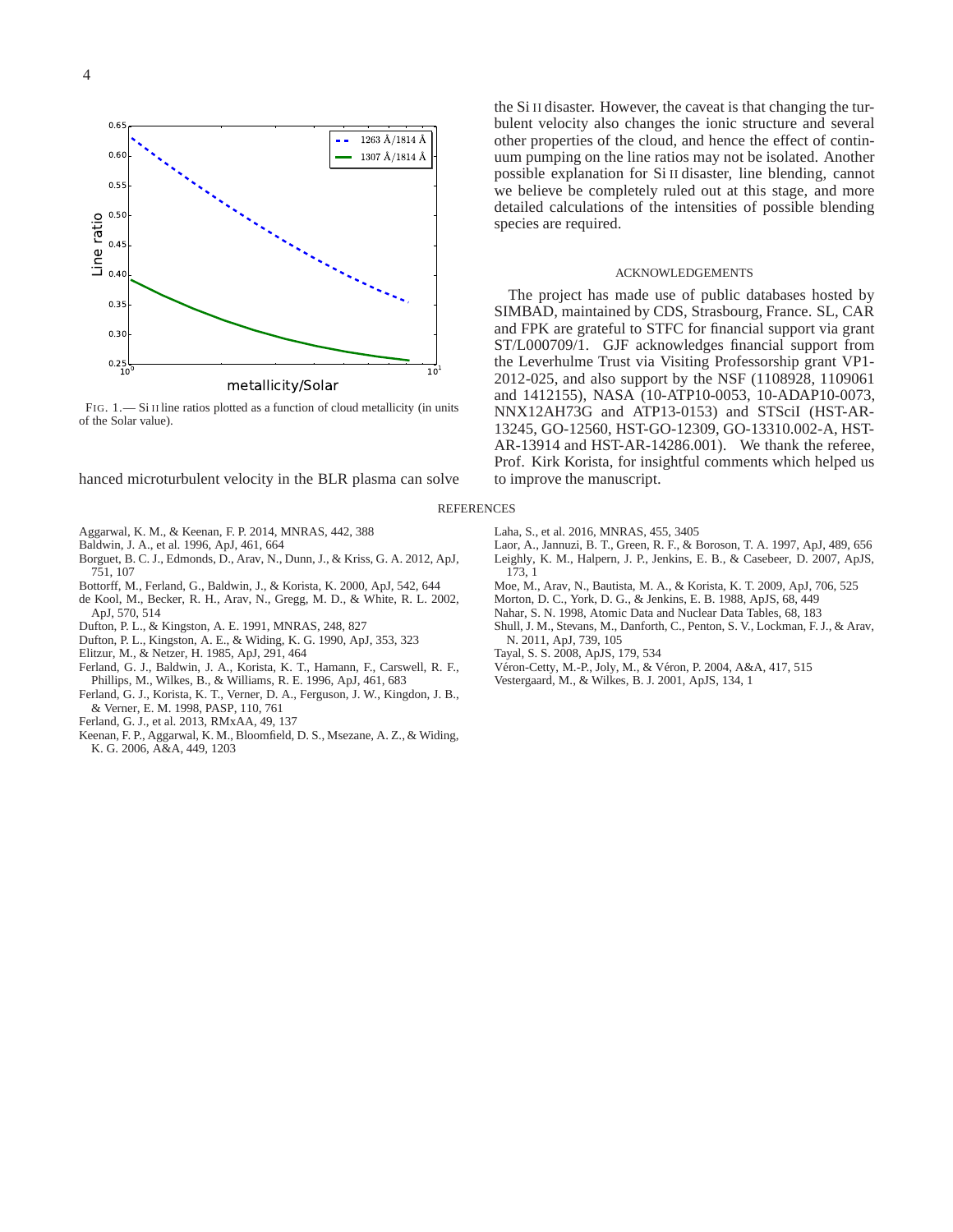FIG. 1.— Si II line ratios plotted as a function of cloud metallicity (in units of the Solar value).

hanced microturbulent velocity in the BLR plasma can solve the Si II disaster. However, the caveat is that changing the turbulent velocity also changes the ionic structure and several other properties of the cloud, and hence the effect of continuum pumping on the line ratios may not be isolated. Another possible explanation for Si II disaster, line blending, cannot we believe be completely ruled out at this stage, and more detailed calculations of the intensities of possible blending species are required.

## ACKNOWLEDGEMENTS

The project has made use of public databases hosted by SIMBAD, maintained by CDS, Strasbourg, France. SL, CAR and FPK are grateful to STFC for financial support via grant ST/L000709/1. GJF acknowledges financial support from the Leverhulme Trust via Visiting Professorship grant VP1-2012-025, and also support by the NSF (1108928, 1109061 and 1412155), NASA (10-ATP10-0053, 10-ADAP10-0073, NNX12AH73G and ATP13-0153) and STScI (HST-AR-13245, GO-12560, HST-GO-12309, GO-13310.002-A, HST-AR-13914 and HST-AR-14286.001). We thank the referee, Prof. Kirk Korista, for insightful comments which helped us to improve the manuscript.

## REFERENCES

Aggarwal, K. M., & Keenan, F. P. 2014, MNRAS, 442, 388
Baldwin, J. A., et al. 1996, ApJ, 461, 664
Borguet, B. C. J., Edmonds, D., Arav, N., Dunn, J., & Kriss, G. A. 2012, ApJ, 751, 107
Bottorff, M., Ferland, G., Baldwin, J., & Korista, K. 2000, ApJ, 542, 644
de Kool, M., Becker, R. H., Arav, N., Gregg, M. D., & White, R. L. 2002, ApJ, 570, 514
Dufton, P. L., & Kingston, A. E. 1991, MNRAS, 248, 827
Dufton, P. L., Kingston, A. E., & Widing, K. G. 1990, ApJ, 353, 323
Elitzur, M., & Netzer, H. 1985, ApJ, 291, 464
Ferland, G. J., Baldwin, J. A., Korista, K. T., Hamann, F., Carswell, R. F., Phillips, M., Wilkes, B., & Williams, R. E. 1996, ApJ, 461, 683
Ferland, G. J., Korista, K. T., Verner, D. A., Ferguson, J. W., Kingdon, J. B., & Verner, E. M. 1998, PASP, 110, 761
Ferland, G. J., et al. 2013, RMxAA, 49, 137
Keenan, F. P., Aggarwal, K. M., Bloomfield, D. S., Msezane, A. Z., & Widing, K. G. 2006, A&A, 449, 1203
Laha, S., et al. 2016, MNRAS, 455, 3405
Laor, A., Jannuzi, B. T., Green, R. F., & Boroson, T. A. 1997, ApJ, 489, 656
Leighly, K. M., Halpern, J. P., Jenkins, E. B., & Casebeer, D. 2007, ApJS, 173, 1
Moe, M., Arav, N., Bautista, M. A., & Korista, K. T. 2009, ApJ, 706, 525
Morton, D. C., York, D. G., & Jenkins, E. B. 1988, ApJS, 68, 449
Nahar, S. N. 1998, Atomic Data and Nuclear Data Tables, 68, 183
Shull, J. M., Stevans, M., Danforth, C., Penton, S. V., Lockman, F. J., & Arav, N. 2011, ApJ, 739, 105
Tayal, S. S. 2008, ApJS, 179, 534
Véron-Cetty, M.-P., Joly, M., & Véron, P. 2004, A&A, 417, 515
Vestergaard, M., & Wilkes, B. J. 2001, ApJS, 134, 1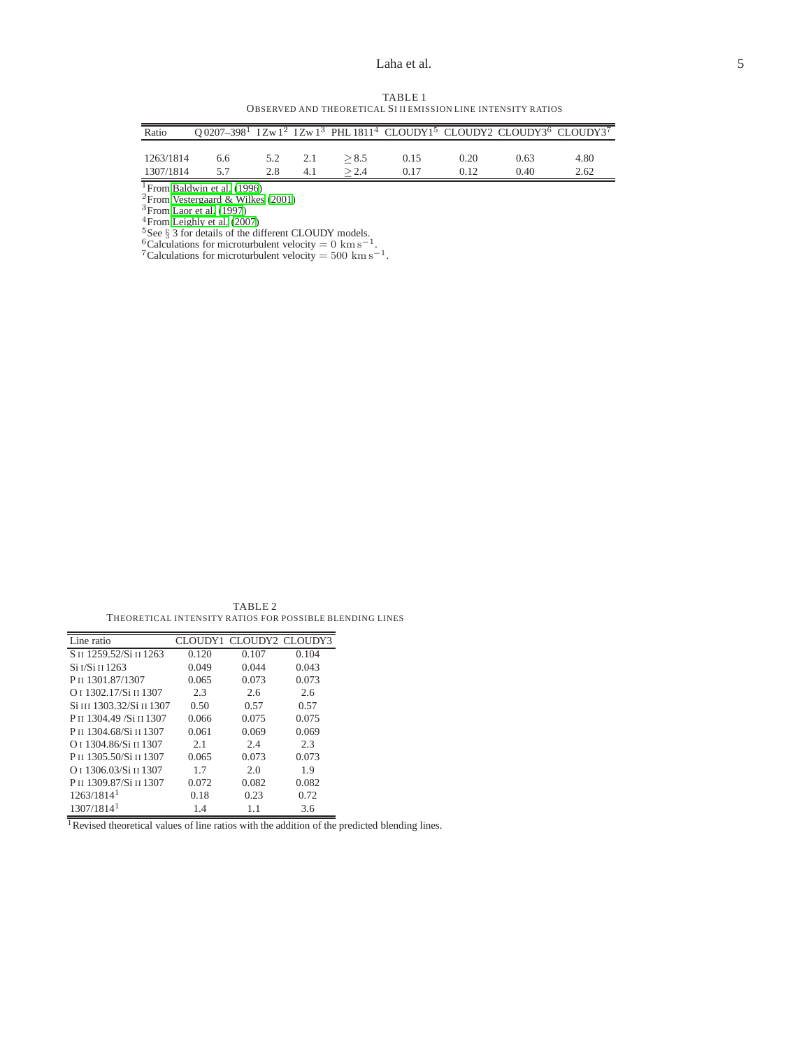TABLE 1
OBSERVED AND THEORETICAL SI II EMISSION LINE INTENSITY RATIOS

| Ratio | Q 0207–398[1] | I Zw 1[2] | I Zw 1[3] | PHL 1811[4] | CLOUDY1[5] | CLOUDY2 | CLOUDY3[6] | CLOUDY3[7] |
|---|---|---|---|---|---|---|---|---|
| 1263/1814 | 6.6 | 5.2 | 2.1 | $\geq 8.5$ | 0.15 | 0.20 | 0.63 | 4.80 |
| 1307/1814 | 5.7 | 2.8 | 4.1 | $\geq 2.4$ | 0.17 | 0.12 | 0.40 | 2.62 |

[1]From Baldwin et al. (1996)
[2]From Vestergaard & Wilkes (2001)
[3]From Laor et al. (1997)
[4]From Leighly et al. (2007)
[5]See § 3 for details of the different CLOUDY models.
[6]Calculations for microturbulent velocity $= 0\ \mathrm{km\,s^{-1}}$.
[7]Calculations for microturbulent velocity $= 500\ \mathrm{km\,s^{-1}}$.

TABLE 2
THEORETICAL INTENSITY RATIOS FOR POSSIBLE BLENDING LINES

| Line ratio | CLOUDY1 | CLOUDY2 | CLOUDY3 |
|---|---|---|---|
| S II 1259.52/Si II 1263 | 0.120 | 0.107 | 0.104 |
| Si I/Si II 1263 | 0.049 | 0.044 | 0.043 |
| P II 1301.87/1307 | 0.065 | 0.073 | 0.073 |
| O I 1302.17/Si II 1307 | 2.3 | 2.6 | 2.6 |
| Si III 1303.32/Si II 1307 | 0.50 | 0.57 | 0.57 |
| P II 1304.49 /Si II 1307 | 0.066 | 0.075 | 0.075 |
| P II 1304.68/Si II 1307 | 0.061 | 0.069 | 0.069 |
| O I 1304.86/Si II 1307 | 2.1 | 2.4 | 2.3 |
| P II 1305.50/Si II 1307 | 0.065 | 0.073 | 0.073 |
| O I 1306.03/Si II 1307 | 1.7 | 2.0 | 1.9 |
| P II 1309.87/Si II 1307 | 0.072 | 0.082 | 0.082 |
| 1263/1814[1] | 0.18 | 0.23 | 0.72 |
| 1307/1814[1] | 1.4 | 1.1 | 3.6 |

[1]Revised theoretical values of line ratios with the addition of the predicted blending lines.